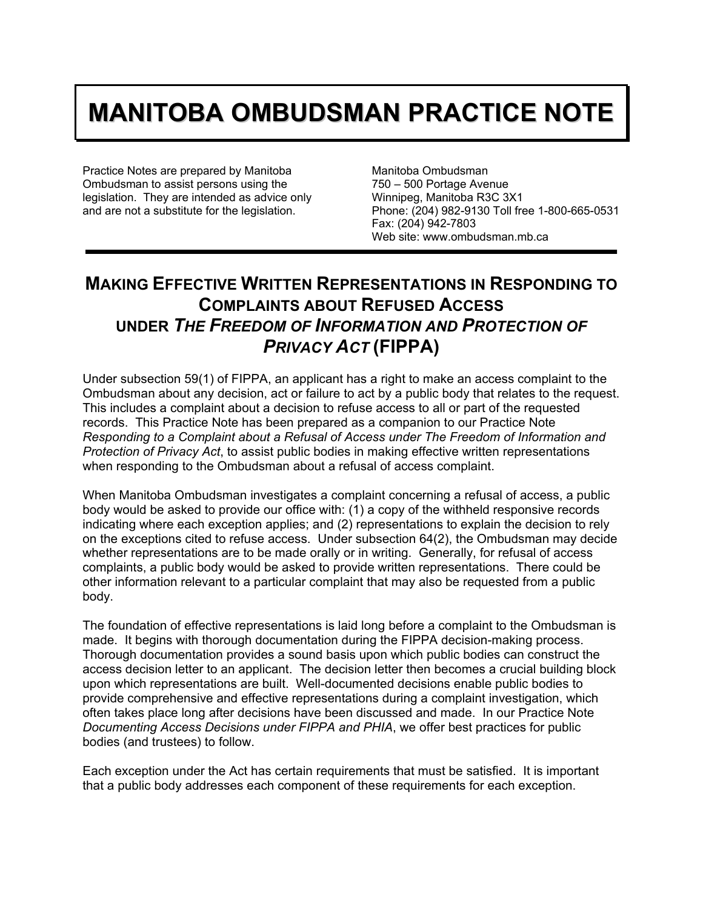# MANITOBA OMBUDSMAN PRACTICE NOTE

Practice Notes are prepared by Manitoba Ombudsman to assist persons using the legislation. They are intended as advice only and are not a substitute for the legislation.

Manitoba Ombudsman
750 – 500 Portage Avenue
Winnipeg, Manitoba R3C 3X1
Phone: (204) 982-9130 Toll free 1-800-665-0531
Fax: (204) 942-7803
Web site: www.ombudsman.mb.ca

## MAKING EFFECTIVE WRITTEN REPRESENTATIONS IN RESPONDING TO COMPLAINTS ABOUT REFUSED ACCESS UNDER *THE FREEDOM OF INFORMATION AND PROTECTION OF PRIVACY ACT* (FIPPA)

Under subsection 59(1) of FIPPA, an applicant has a right to make an access complaint to the Ombudsman about any decision, act or failure to act by a public body that relates to the request. This includes a complaint about a decision to refuse access to all or part of the requested records. This Practice Note has been prepared as a companion to our Practice Note *Responding to a Complaint about a Refusal of Access under The Freedom of Information and Protection of Privacy Act*, to assist public bodies in making effective written representations when responding to the Ombudsman about a refusal of access complaint.

When Manitoba Ombudsman investigates a complaint concerning a refusal of access, a public body would be asked to provide our office with: (1) a copy of the withheld responsive records indicating where each exception applies; and (2) representations to explain the decision to rely on the exceptions cited to refuse access. Under subsection 64(2), the Ombudsman may decide whether representations are to be made orally or in writing. Generally, for refusal of access complaints, a public body would be asked to provide written representations. There could be other information relevant to a particular complaint that may also be requested from a public body.

The foundation of effective representations is laid long before a complaint to the Ombudsman is made. It begins with thorough documentation during the FIPPA decision-making process. Thorough documentation provides a sound basis upon which public bodies can construct the access decision letter to an applicant. The decision letter then becomes a crucial building block upon which representations are built. Well-documented decisions enable public bodies to provide comprehensive and effective representations during a complaint investigation, which often takes place long after decisions have been discussed and made. In our Practice Note *Documenting Access Decisions under FIPPA and PHIA*, we offer best practices for public bodies (and trustees) to follow.

Each exception under the Act has certain requirements that must be satisfied. It is important that a public body addresses each component of these requirements for each exception.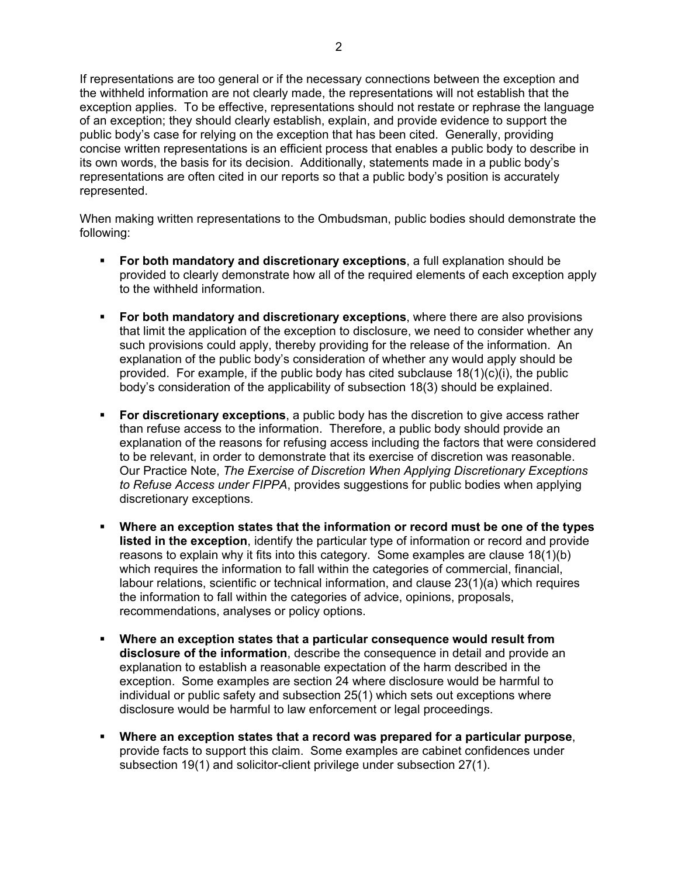If representations are too general or if the necessary connections between the exception and the withheld information are not clearly made, the representations will not establish that the exception applies. To be effective, representations should not restate or rephrase the language of an exception; they should clearly establish, explain, and provide evidence to support the public body's case for relying on the exception that has been cited. Generally, providing concise written representations is an efficient process that enables a public body to describe in its own words, the basis for its decision. Additionally, statements made in a public body's representations are often cited in our reports so that a public body's position is accurately represented.

When making written representations to the Ombudsman, public bodies should demonstrate the following:

- **For both mandatory and discretionary exceptions**, a full explanation should be provided to clearly demonstrate how all of the required elements of each exception apply to the withheld information.

- **For both mandatory and discretionary exceptions**, where there are also provisions that limit the application of the exception to disclosure, we need to consider whether any such provisions could apply, thereby providing for the release of the information. An explanation of the public body's consideration of whether any would apply should be provided. For example, if the public body has cited subclause 18(1)(c)(i), the public body's consideration of the applicability of subsection 18(3) should be explained.

- **For discretionary exceptions**, a public body has the discretion to give access rather than refuse access to the information. Therefore, a public body should provide an explanation of the reasons for refusing access including the factors that were considered to be relevant, in order to demonstrate that its exercise of discretion was reasonable. Our Practice Note, *The Exercise of Discretion When Applying Discretionary Exceptions to Refuse Access under FIPPA*, provides suggestions for public bodies when applying discretionary exceptions.

- **Where an exception states that the information or record must be one of the types listed in the exception**, identify the particular type of information or record and provide reasons to explain why it fits into this category. Some examples are clause 18(1)(b) which requires the information to fall within the categories of commercial, financial, labour relations, scientific or technical information, and clause 23(1)(a) which requires the information to fall within the categories of advice, opinions, proposals, recommendations, analyses or policy options.

- **Where an exception states that a particular consequence would result from disclosure of the information**, describe the consequence in detail and provide an explanation to establish a reasonable expectation of the harm described in the exception. Some examples are section 24 where disclosure would be harmful to individual or public safety and subsection 25(1) which sets out exceptions where disclosure would be harmful to law enforcement or legal proceedings.

- **Where an exception states that a record was prepared for a particular purpose**, provide facts to support this claim. Some examples are cabinet confidences under subsection 19(1) and solicitor-client privilege under subsection 27(1).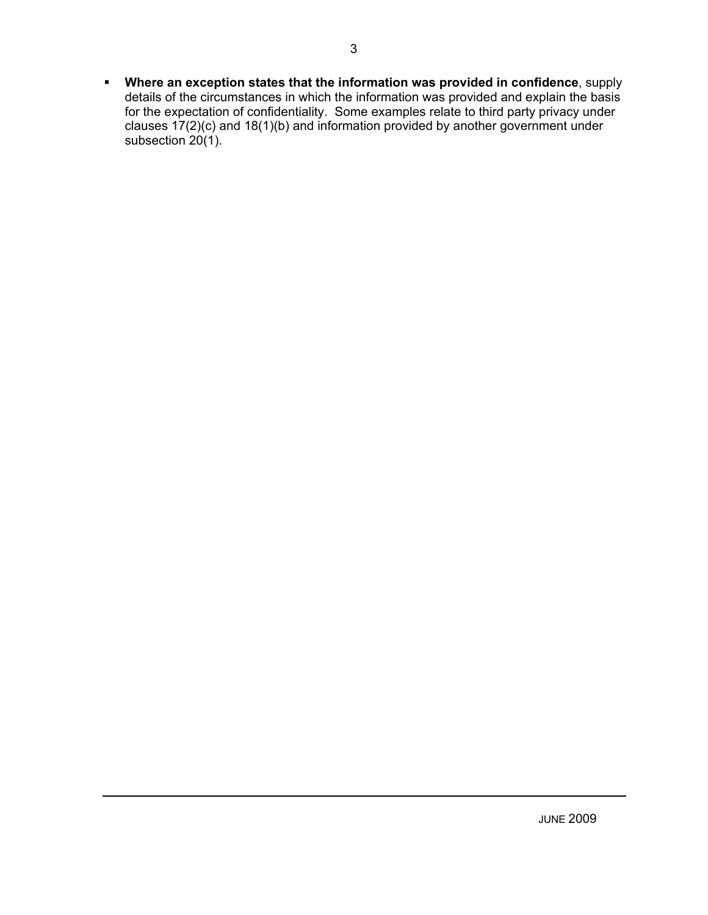- **Where an exception states that the information was provided in confidence**, supply details of the circumstances in which the information was provided and explain the basis for the expectation of confidentiality. Some examples relate to third party privacy under clauses 17(2)(c) and 18(1)(b) and information provided by another government under subsection 20(1).